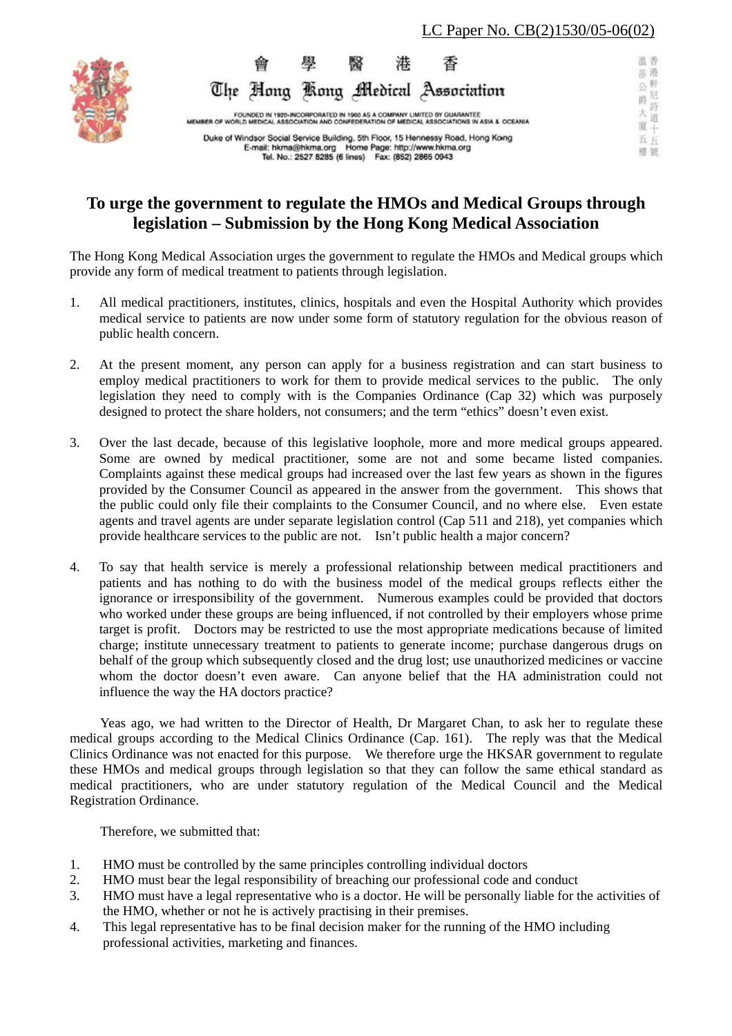LC Paper No. CB(2)1530/05-06(02)

香港醫學會

The Hong Kong Medical Association

FOUNDED IN 1920-INCORPORATED IN 1960 AS A COMPANY LIMITED BY GUARANTEE
MEMBER OF WORLD MEDICAL ASSOCIATION AND CONFEDERATION OF MEDICAL ASSOCIATIONS IN ASIA & OCEANIA

Duke of Windsor Social Service Building, 5th Floor, 15 Hennessy Road, Hong Kong
E-mail: hkma@hkma.org Home Page: http://www.hkma.org
Tel. No.: 2527 8285 (6 lines) Fax: (852) 2865 0943

香港軒尼詩道十五號溫莎公爵大廈五樓

# To urge the government to regulate the HMOs and Medical Groups through legislation – Submission by the Hong Kong Medical Association

The Hong Kong Medical Association urges the government to regulate the HMOs and Medical groups which provide any form of medical treatment to patients through legislation.

1. All medical practitioners, institutes, clinics, hospitals and even the Hospital Authority which provides medical service to patients are now under some form of statutory regulation for the obvious reason of public health concern.

2. At the present moment, any person can apply for a business registration and can start business to employ medical practitioners to work for them to provide medical services to the public. The only legislation they need to comply with is the Companies Ordinance (Cap 32) which was purposely designed to protect the share holders, not consumers; and the term "ethics" doesn't even exist.

3. Over the last decade, because of this legislative loophole, more and more medical groups appeared. Some are owned by medical practitioner, some are not and some became listed companies. Complaints against these medical groups had increased over the last few years as shown in the figures provided by the Consumer Council as appeared in the answer from the government. This shows that the public could only file their complaints to the Consumer Council, and no where else. Even estate agents and travel agents are under separate legislation control (Cap 511 and 218), yet companies which provide healthcare services to the public are not. Isn't public health a major concern?

4. To say that health service is merely a professional relationship between medical practitioners and patients and has nothing to do with the business model of the medical groups reflects either the ignorance or irresponsibility of the government. Numerous examples could be provided that doctors who worked under these groups are being influenced, if not controlled by their employers whose prime target is profit. Doctors may be restricted to use the most appropriate medications because of limited charge; institute unnecessary treatment to patients to generate income; purchase dangerous drugs on behalf of the group which subsequently closed and the drug lost; use unauthorized medicines or vaccine whom the doctor doesn't even aware. Can anyone belief that the HA administration could not influence the way the HA doctors practice?

Yeas ago, we had written to the Director of Health, Dr Margaret Chan, to ask her to regulate these medical groups according to the Medical Clinics Ordinance (Cap. 161). The reply was that the Medical Clinics Ordinance was not enacted for this purpose. We therefore urge the HKSAR government to regulate these HMOs and medical groups through legislation so that they can follow the same ethical standard as medical practitioners, who are under statutory regulation of the Medical Council and the Medical Registration Ordinance.

Therefore, we submitted that:

1. HMO must be controlled by the same principles controlling individual doctors
2. HMO must bear the legal responsibility of breaching our professional code and conduct
3. HMO must have a legal representative who is a doctor. He will be personally liable for the activities of the HMO, whether or not he is actively practising in their premises.
4. This legal representative has to be final decision maker for the running of the HMO including professional activities, marketing and finances.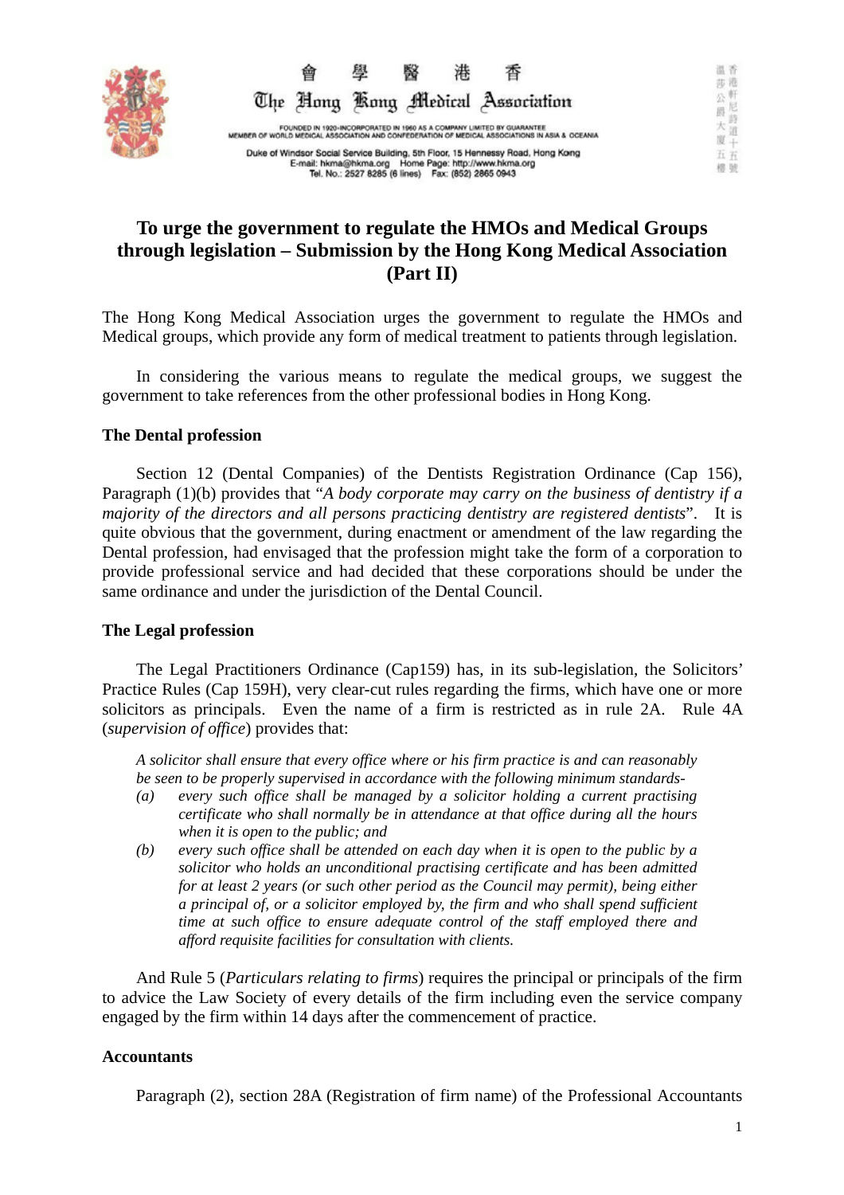香 港 醫 學 會

The Hong Kong Medical Association

FOUNDED IN 1920-INCORPORATED IN 1960 AS A COMPANY LIMITED BY GUARANTEE
MEMBER OF WORLD MEDICAL ASSOCIATION AND CONFEDERATION OF MEDICAL ASSOCIATIONS IN ASIA & OCEANIA

Duke of Windsor Social Service Building, 5th Floor, 15 Hennessy Road, Hong Kong
E-mail: hkma@hkma.org Home Page: http://www.hkma.org
Tel. No.: 2527 8285 (6 lines) Fax: (852) 2865 0943

香港軒尼詩道十五號溫莎公爵大廈五樓

# To urge the government to regulate the HMOs and Medical Groups through legislation – Submission by the Hong Kong Medical Association (Part II)

The Hong Kong Medical Association urges the government to regulate the HMOs and Medical groups, which provide any form of medical treatment to patients through legislation.

In considering the various means to regulate the medical groups, we suggest the government to take references from the other professional bodies in Hong Kong.

**The Dental profession**

Section 12 (Dental Companies) of the Dentists Registration Ordinance (Cap 156), Paragraph (1)(b) provides that "*A body corporate may carry on the business of dentistry if a majority of the directors and all persons practicing dentistry are registered dentists*". It is quite obvious that the government, during enactment or amendment of the law regarding the Dental profession, had envisaged that the profession might take the form of a corporation to provide professional service and had decided that these corporations should be under the same ordinance and under the jurisdiction of the Dental Council.

**The Legal profession**

The Legal Practitioners Ordinance (Cap159) has, in its sub-legislation, the Solicitors' Practice Rules (Cap 159H), very clear-cut rules regarding the firms, which have one or more solicitors as principals. Even the name of a firm is restricted as in rule 2A. Rule 4A (*supervision of office*) provides that:

> *A solicitor shall ensure that every office where or his firm practice is and can reasonably be seen to be properly supervised in accordance with the following minimum standards-*
> *(a) every such office shall be managed by a solicitor holding a current practising certificate who shall normally be in attendance at that office during all the hours when it is open to the public; and*
> *(b) every such office shall be attended on each day when it is open to the public by a solicitor who holds an unconditional practising certificate and has been admitted for at least 2 years (or such other period as the Council may permit), being either a principal of, or a solicitor employed by, the firm and who shall spend sufficient time at such office to ensure adequate control of the staff employed there and afford requisite facilities for consultation with clients.*

And Rule 5 (*Particulars relating to firms*) requires the principal or principals of the firm to advice the Law Society of every details of the firm including even the service company engaged by the firm within 14 days after the commencement of practice.

**Accountants**

Paragraph (2), section 28A (Registration of firm name) of the Professional Accountants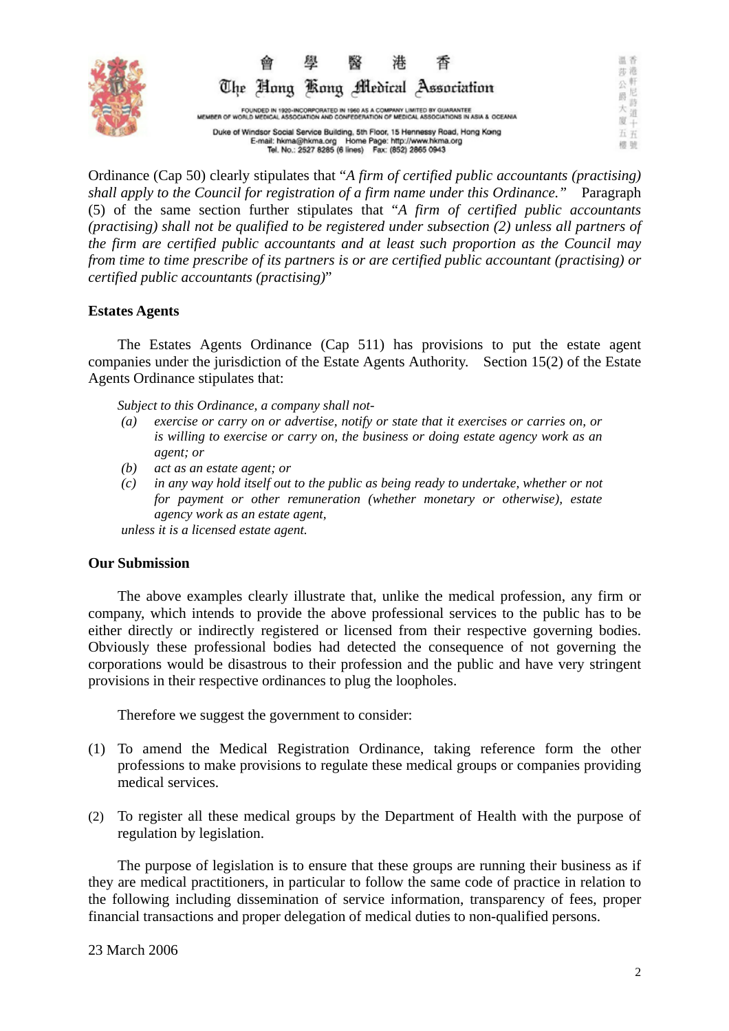Ordinance (Cap 50) clearly stipulates that "*A firm of certified public accountants (practising) shall apply to the Council for registration of a firm name under this Ordinance.*" Paragraph (5) of the same section further stipulates that "*A firm of certified public accountants (practising) shall not be qualified to be registered under subsection (2) unless all partners of the firm are certified public accountants and at least such proportion as the Council may from time to time prescribe of its partners is or are certified public accountant (practising) or certified public accountants (practising)*"

**Estates Agents**

The Estates Agents Ordinance (Cap 511) has provisions to put the estate agent companies under the jurisdiction of the Estate Agents Authority. Section 15(2) of the Estate Agents Ordinance stipulates that:

*Subject to this Ordinance, a company shall not-*

*(a) exercise or carry on or advertise, notify or state that it exercises or carries on, or is willing to exercise or carry on, the business or doing estate agency work as an agent; or*

*(b) act as an estate agent; or*

*(c) in any way hold itself out to the public as being ready to undertake, whether or not for payment or other remuneration (whether monetary or otherwise), estate agency work as an estate agent,*

*unless it is a licensed estate agent.*

**Our Submission**

The above examples clearly illustrate that, unlike the medical profession, any firm or company, which intends to provide the above professional services to the public has to be either directly or indirectly registered or licensed from their respective governing bodies. Obviously these professional bodies had detected the consequence of not governing the corporations would be disastrous to their profession and the public and have very stringent provisions in their respective ordinances to plug the loopholes.

Therefore we suggest the government to consider:

(1) To amend the Medical Registration Ordinance, taking reference form the other professions to make provisions to regulate these medical groups or companies providing medical services.

(2) To register all these medical groups by the Department of Health with the purpose of regulation by legislation.

The purpose of legislation is to ensure that these groups are running their business as if they are medical practitioners, in particular to follow the same code of practice in relation to the following including dissemination of service information, transparency of fees, proper financial transactions and proper delegation of medical duties to non-qualified persons.

23 March 2006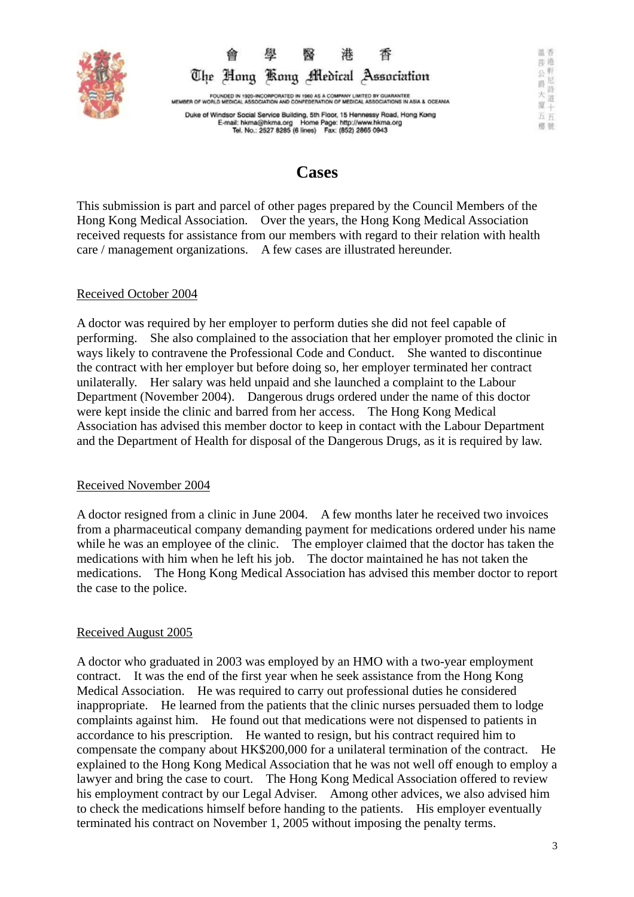## Cases

This submission is part and parcel of other pages prepared by the Council Members of the Hong Kong Medical Association. Over the years, the Hong Kong Medical Association received requests for assistance from our members with regard to their relation with health care / management organizations. A few cases are illustrated hereunder.

Received October 2004

A doctor was required by her employer to perform duties she did not feel capable of performing. She also complained to the association that her employer promoted the clinic in ways likely to contravene the Professional Code and Conduct. She wanted to discontinue the contract with her employer but before doing so, her employer terminated her contract unilaterally. Her salary was held unpaid and she launched a complaint to the Labour Department (November 2004). Dangerous drugs ordered under the name of this doctor were kept inside the clinic and barred from her access. The Hong Kong Medical Association has advised this member doctor to keep in contact with the Labour Department and the Department of Health for disposal of the Dangerous Drugs, as it is required by law.

Received November 2004

A doctor resigned from a clinic in June 2004. A few months later he received two invoices from a pharmaceutical company demanding payment for medications ordered under his name while he was an employee of the clinic. The employer claimed that the doctor has taken the medications with him when he left his job. The doctor maintained he has not taken the medications. The Hong Kong Medical Association has advised this member doctor to report the case to the police.

Received August 2005

A doctor who graduated in 2003 was employed by an HMO with a two-year employment contract. It was the end of the first year when he seek assistance from the Hong Kong Medical Association. He was required to carry out professional duties he considered inappropriate. He learned from the patients that the clinic nurses persuaded them to lodge complaints against him. He found out that medications were not dispensed to patients in accordance to his prescription. He wanted to resign, but his contract required him to compensate the company about HK$200,000 for a unilateral termination of the contract. He explained to the Hong Kong Medical Association that he was not well off enough to employ a lawyer and bring the case to court. The Hong Kong Medical Association offered to review his employment contract by our Legal Adviser. Among other advices, we also advised him to check the medications himself before handing to the patients. His employer eventually terminated his contract on November 1, 2005 without imposing the penalty terms.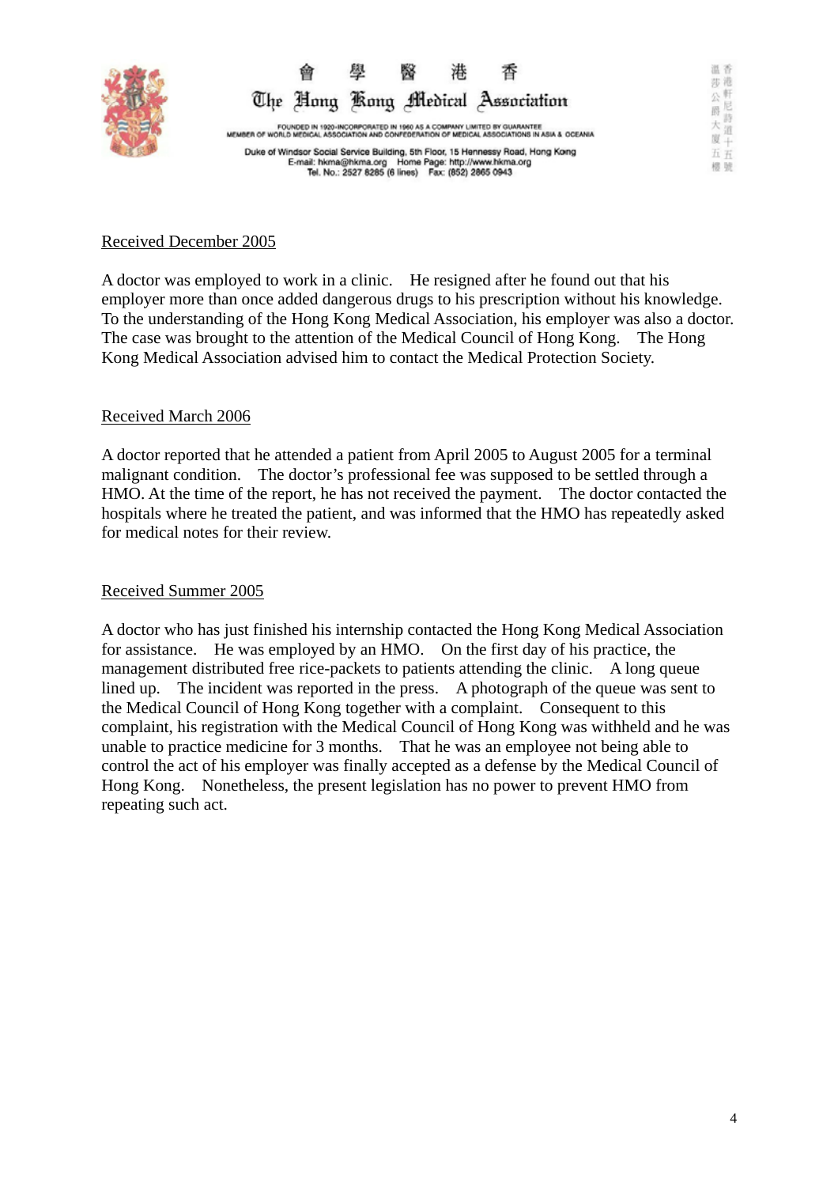香 港 醫 學 會

The Hong Kong Medical Association

FOUNDED IN 1920-INCORPORATED IN 1960 AS A COMPANY LIMITED BY GUARANTEE
MEMBER OF WORLD MEDICAL ASSOCIATION AND CONFEDERATION OF MEDICAL ASSOCIATIONS IN ASIA & OCEANIA

Duke of Windsor Social Service Building, 5th Floor, 15 Hennessy Road, Hong Kong
E-mail: hkma@hkma.org Home Page: http://www.hkma.org
Tel. No.: 2527 8285 (6 lines) Fax: (852) 2865 0943

香港軒尼詩道十五號溫莎公爵大廈五樓

<u>Received December 2005</u>

A doctor was employed to work in a clinic. He resigned after he found out that his employer more than once added dangerous drugs to his prescription without his knowledge. To the understanding of the Hong Kong Medical Association, his employer was also a doctor. The case was brought to the attention of the Medical Council of Hong Kong. The Hong Kong Medical Association advised him to contact the Medical Protection Society.

<u>Received March 2006</u>

A doctor reported that he attended a patient from April 2005 to August 2005 for a terminal malignant condition. The doctor's professional fee was supposed to be settled through a HMO. At the time of the report, he has not received the payment. The doctor contacted the hospitals where he treated the patient, and was informed that the HMO has repeatedly asked for medical notes for their review.

<u>Received Summer 2005</u>

A doctor who has just finished his internship contacted the Hong Kong Medical Association for assistance. He was employed by an HMO. On the first day of his practice, the management distributed free rice-packets to patients attending the clinic. A long queue lined up. The incident was reported in the press. A photograph of the queue was sent to the Medical Council of Hong Kong together with a complaint. Consequent to this complaint, his registration with the Medical Council of Hong Kong was withheld and he was unable to practice medicine for 3 months. That he was an employee not being able to control the act of his employer was finally accepted as a defense by the Medical Council of Hong Kong. Nonetheless, the present legislation has no power to prevent HMO from repeating such act.